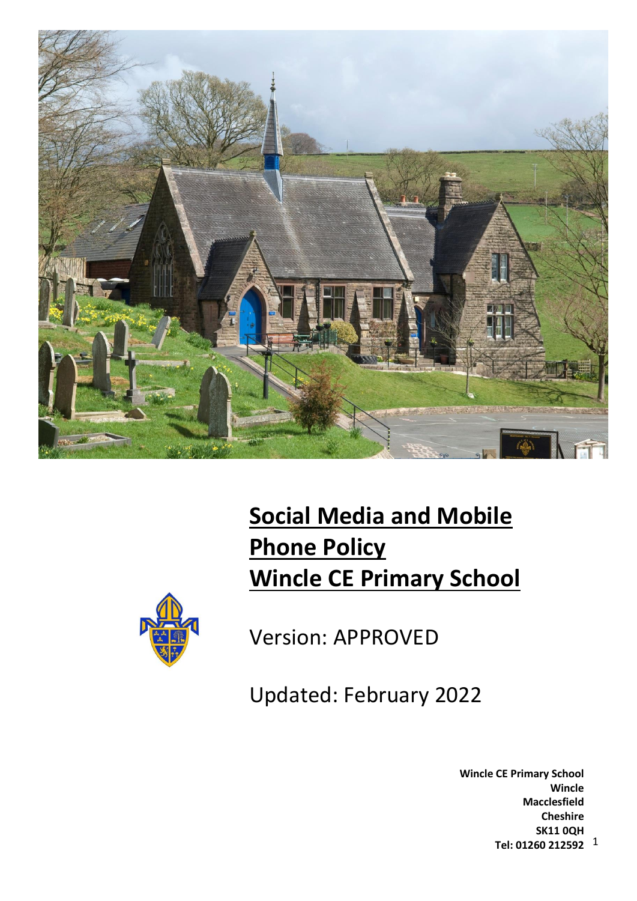# Social Media and Mobile Phone Policy Wincle CE Primary School

Version: APPROVED

Updated: February 2022

**Wincle CE Primary School**
**Wincle**
**Macclesfield**
**Cheshire**
**SK11 0QH**
**Tel: 01260 212592**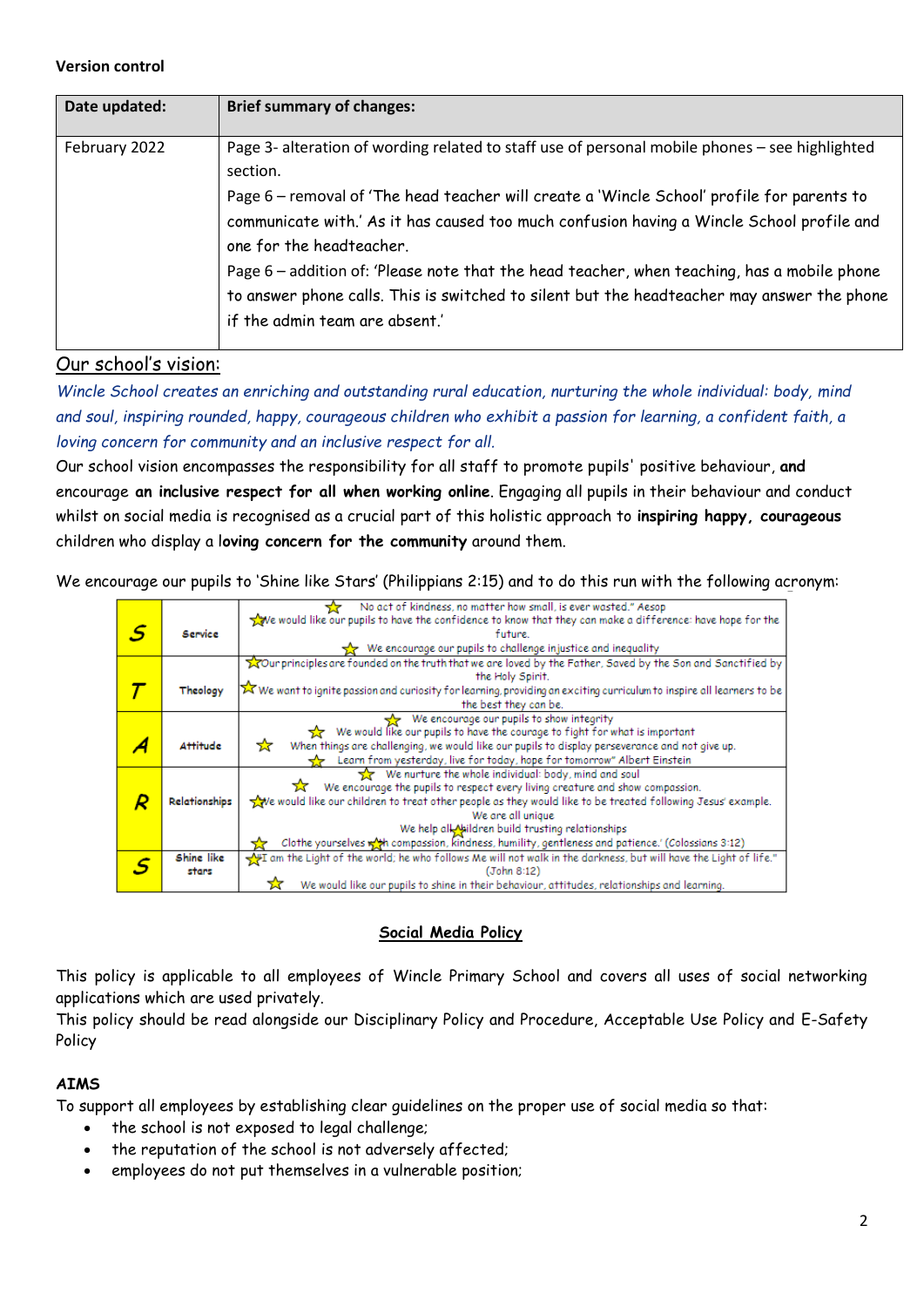**Version control**

| Date updated: | Brief summary of changes: |
|---|---|
| February 2022 | Page 3- alteration of wording related to staff use of personal mobile phones – see highlighted section.<br>Page 6 – removal of 'The head teacher will create a 'Wincle School' profile for parents to communicate with.' As it has caused too much confusion having a Wincle School profile and one for the headteacher.<br>Page 6 – addition of: 'Please note that the head teacher, when teaching, has a mobile phone to answer phone calls. This is switched to silent but the headteacher may answer the phone if the admin team are absent.' |

## Our school's vision:

*Wincle School creates an enriching and outstanding rural education, nurturing the whole individual: body, mind and soul, inspiring rounded, happy, courageous children who exhibit a passion for learning, a confident faith, a loving concern for community and an inclusive respect for all.*

Our school vision encompasses the responsibility for all staff to promote pupils' positive behaviour, **and** encourage **an inclusive respect for all when working online**. Engaging all pupils in their behaviour and conduct whilst on social media is recognised as a crucial part of this holistic approach to **inspiring happy, courageous** children who display a **loving concern for the community** around them.

We encourage our pupils to 'Shine like Stars' (Philippians 2:15) and to do this run with the following acronym:

| | | |
|---|---|---|
| **S** | Service | ☆ No act of kindness, no matter how small, is ever wasted." Aesop<br>☆ We would like our pupils to have the confidence to know that they can make a difference: have hope for the future.<br>☆ We encourage our pupils to challenge injustice and inequality |
| **T** | Theology | ☆ Our principles are founded on the truth that we are loved by the Father, Saved by the Son and Sanctified by the Holy Spirit.<br>☆ We want to ignite passion and curiosity for learning, providing an exciting curriculum to inspire all learners to be the best they can be. |
| **A** | Attitude | ☆ We encourage our pupils to show integrity<br>☆ We would like our pupils to have the courage to fight for what is important<br>☆ When things are challenging, we would like our pupils to display perseverance and not give up.<br>☆ Learn from yesterday, live for today, hope for tomorrow" Albert Einstein |
| **R** | Relationships | ☆ We nurture the whole individual: body, mind and soul<br>☆ We encourage the pupils to respect every living creature and show compassion.<br>☆ We would like our children to treat other people as they would like to be treated following Jesus' example.<br>We are all unique<br>☆ We help all children build trusting relationships<br>☆ Clothe yourselves with compassion, kindness, humility, gentleness and patience.' (Colossians 3:12) |
| **S** | Shine like stars | ☆ "I am the Light of the world; he who follows Me will not walk in the darkness, but will have the Light of life." (John 8:12)<br>☆ We would like our pupils to shine in their behaviour, attitudes, relationships and learning. |

## Social Media Policy

This policy is applicable to all employees of Wincle Primary School and covers all uses of social networking applications which are used privately.
This policy should be read alongside our Disciplinary Policy and Procedure, Acceptable Use Policy and E-Safety Policy

### AIMS

To support all employees by establishing clear guidelines on the proper use of social media so that:

- the school is not exposed to legal challenge;
- the reputation of the school is not adversely affected;
- employees do not put themselves in a vulnerable position;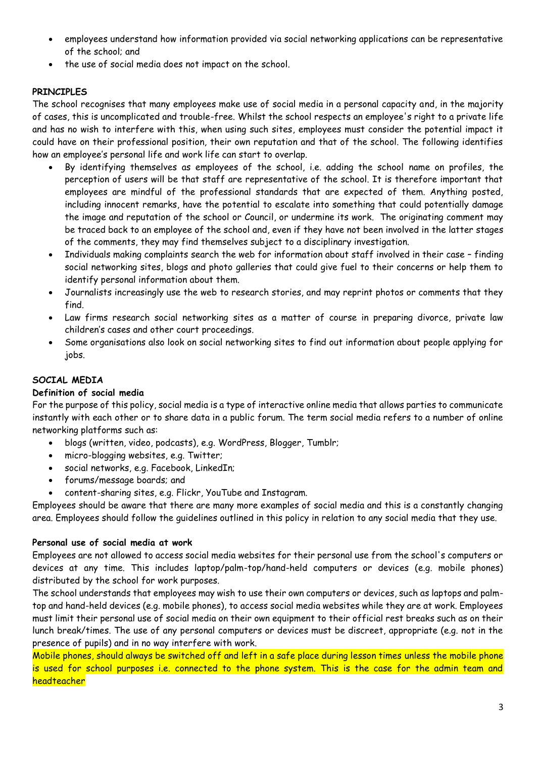- employees understand how information provided via social networking applications can be representative of the school; and
- the use of social media does not impact on the school.

**PRINCIPLES**

The school recognises that many employees make use of social media in a personal capacity and, in the majority of cases, this is uncomplicated and trouble-free. Whilst the school respects an employee's right to a private life and has no wish to interfere with this, when using such sites, employees must consider the potential impact it could have on their professional position, their own reputation and that of the school. The following identifies how an employee's personal life and work life can start to overlap.

- By identifying themselves as employees of the school, i.e. adding the school name on profiles, the perception of users will be that staff are representative of the school. It is therefore important that employees are mindful of the professional standards that are expected of them. Anything posted, including innocent remarks, have the potential to escalate into something that could potentially damage the image and reputation of the school or Council, or undermine its work. The originating comment may be traced back to an employee of the school and, even if they have not been involved in the latter stages of the comments, they may find themselves subject to a disciplinary investigation.
- Individuals making complaints search the web for information about staff involved in their case – finding social networking sites, blogs and photo galleries that could give fuel to their concerns or help them to identify personal information about them.
- Journalists increasingly use the web to research stories, and may reprint photos or comments that they find.
- Law firms research social networking sites as a matter of course in preparing divorce, private law children's cases and other court proceedings.
- Some organisations also look on social networking sites to find out information about people applying for jobs.

**SOCIAL MEDIA**

**Definition of social media**

For the purpose of this policy, social media is a type of interactive online media that allows parties to communicate instantly with each other or to share data in a public forum. The term social media refers to a number of online networking platforms such as:

- blogs (written, video, podcasts), e.g. WordPress, Blogger, Tumblr;
- micro-blogging websites, e.g. Twitter;
- social networks, e.g. Facebook, LinkedIn;
- forums/message boards; and
- content-sharing sites, e.g. Flickr, YouTube and Instagram.

Employees should be aware that there are many more examples of social media and this is a constantly changing area. Employees should follow the guidelines outlined in this policy in relation to any social media that they use.

**Personal use of social media at work**

Employees are not allowed to access social media websites for their personal use from the school's computers or devices at any time. This includes laptop/palm-top/hand-held computers or devices (e.g. mobile phones) distributed by the school for work purposes.

The school understands that employees may wish to use their own computers or devices, such as laptops and palm-top and hand-held devices (e.g. mobile phones), to access social media websites while they are at work. Employees must limit their personal use of social media on their own equipment to their official rest breaks such as on their lunch break/times. The use of any personal computers or devices must be discreet, appropriate (e.g. not in the presence of pupils) and in no way interfere with work.

Mobile phones, should always be switched off and left in a safe place during lesson times unless the mobile phone is used for school purposes i.e. connected to the phone system. This is the case for the admin team and headteacher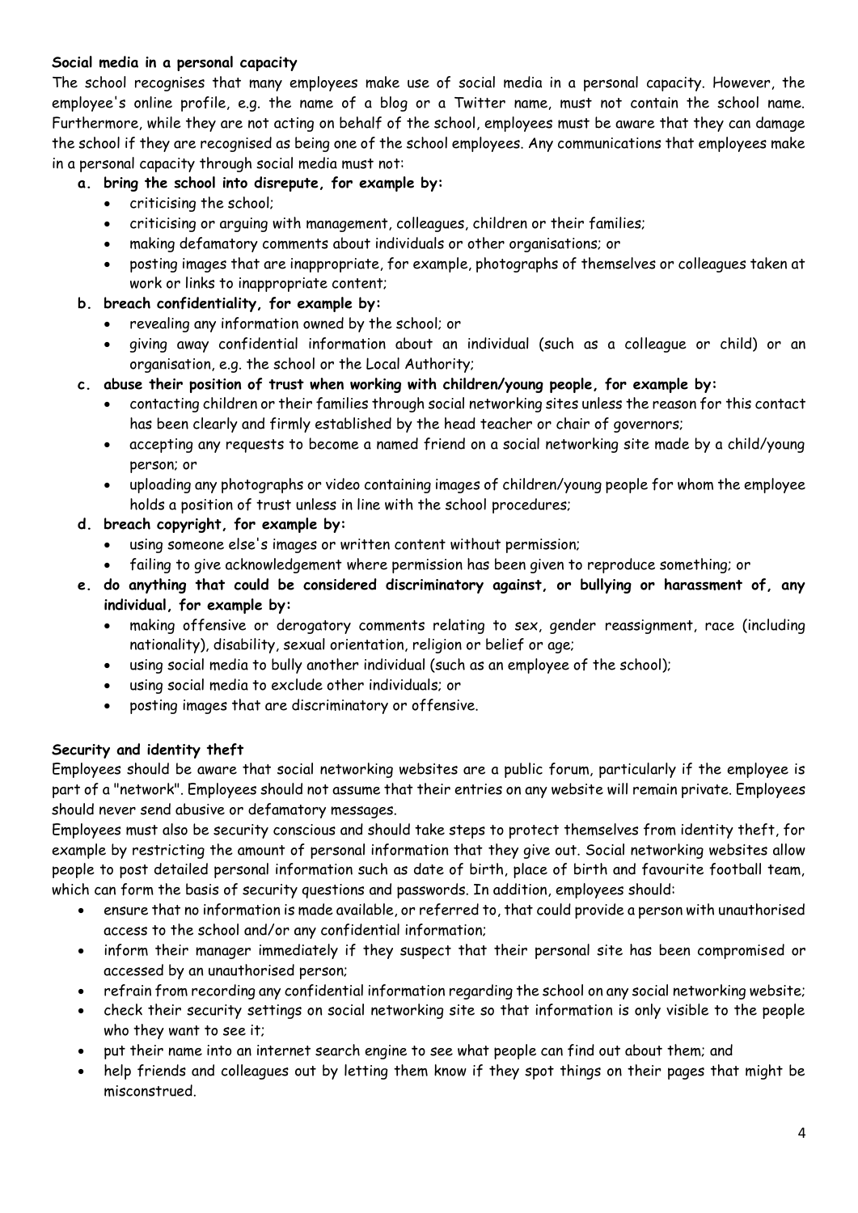**Social media in a personal capacity**

The school recognises that many employees make use of social media in a personal capacity. However, the employee's online profile, e.g. the name of a blog or a Twitter name, must not contain the school name. Furthermore, while they are not acting on behalf of the school, employees must be aware that they can damage the school if they are recognised as being one of the school employees. Any communications that employees make in a personal capacity through social media must not:

a. **bring the school into disrepute, for example by:**
    - criticising the school;
    - criticising or arguing with management, colleagues, children or their families;
    - making defamatory comments about individuals or other organisations; or
    - posting images that are inappropriate, for example, photographs of themselves or colleagues taken at work or links to inappropriate content;
b. **breach confidentiality, for example by:**
    - revealing any information owned by the school; or
    - giving away confidential information about an individual (such as a colleague or child) or an organisation, e.g. the school or the Local Authority;
c. **abuse their position of trust when working with children/young people, for example by:**
    - contacting children or their families through social networking sites unless the reason for this contact has been clearly and firmly established by the head teacher or chair of governors;
    - accepting any requests to become a named friend on a social networking site made by a child/young person; or
    - uploading any photographs or video containing images of children/young people for whom the employee holds a position of trust unless in line with the school procedures;
d. **breach copyright, for example by:**
    - using someone else's images or written content without permission;
    - failing to give acknowledgement where permission has been given to reproduce something; or
e. **do anything that could be considered discriminatory against, or bullying or harassment of, any individual, for example by:**
    - making offensive or derogatory comments relating to sex, gender reassignment, race (including nationality), disability, sexual orientation, religion or belief or age;
    - using social media to bully another individual (such as an employee of the school);
    - using social media to exclude other individuals; or
    - posting images that are discriminatory or offensive.

**Security and identity theft**

Employees should be aware that social networking websites are a public forum, particularly if the employee is part of a "network". Employees should not assume that their entries on any website will remain private. Employees should never send abusive or defamatory messages.

Employees must also be security conscious and should take steps to protect themselves from identity theft, for example by restricting the amount of personal information that they give out. Social networking websites allow people to post detailed personal information such as date of birth, place of birth and favourite football team, which can form the basis of security questions and passwords. In addition, employees should:

- ensure that no information is made available, or referred to, that could provide a person with unauthorised access to the school and/or any confidential information;
- inform their manager immediately if they suspect that their personal site has been compromised or accessed by an unauthorised person;
- refrain from recording any confidential information regarding the school on any social networking website;
- check their security settings on social networking site so that information is only visible to the people who they want to see it;
- put their name into an internet search engine to see what people can find out about them; and
- help friends and colleagues out by letting them know if they spot things on their pages that might be misconstrued.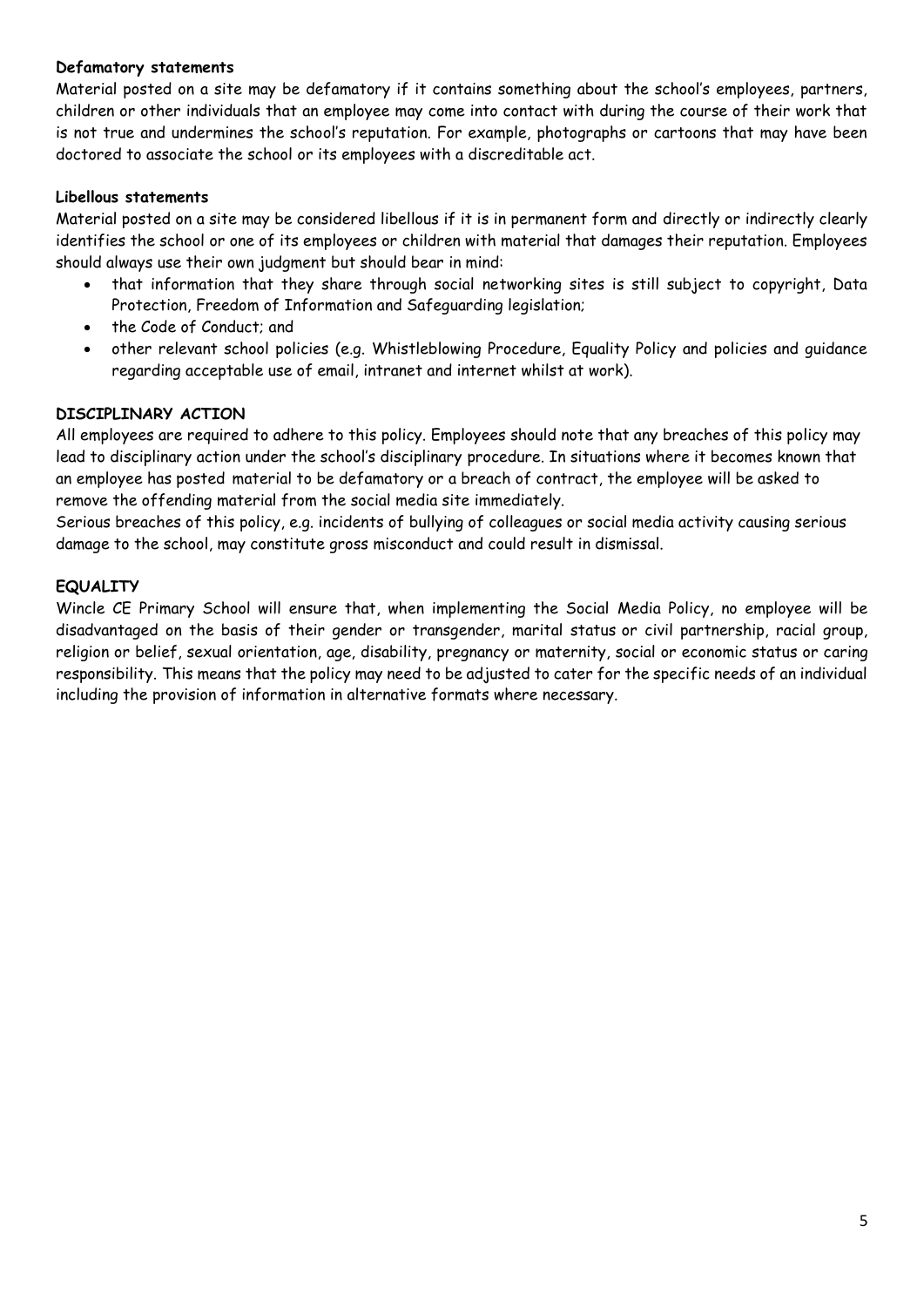**Defamatory statements**

Material posted on a site may be defamatory if it contains something about the school's employees, partners, children or other individuals that an employee may come into contact with during the course of their work that is not true and undermines the school's reputation. For example, photographs or cartoons that may have been doctored to associate the school or its employees with a discreditable act.

**Libellous statements**

Material posted on a site may be considered libellous if it is in permanent form and directly or indirectly clearly identifies the school or one of its employees or children with material that damages their reputation. Employees should always use their own judgment but should bear in mind:

- that information that they share through social networking sites is still subject to copyright, Data Protection, Freedom of Information and Safeguarding legislation;
- the Code of Conduct; and
- other relevant school policies (e.g. Whistleblowing Procedure, Equality Policy and policies and guidance regarding acceptable use of email, intranet and internet whilst at work).

**DISCIPLINARY ACTION**

All employees are required to adhere to this policy. Employees should note that any breaches of this policy may lead to disciplinary action under the school's disciplinary procedure. In situations where it becomes known that an employee has posted material to be defamatory or a breach of contract, the employee will be asked to remove the offending material from the social media site immediately.

Serious breaches of this policy, e.g. incidents of bullying of colleagues or social media activity causing serious damage to the school, may constitute gross misconduct and could result in dismissal.

**EQUALITY**

Wincle CE Primary School will ensure that, when implementing the Social Media Policy, no employee will be disadvantaged on the basis of their gender or transgender, marital status or civil partnership, racial group, religion or belief, sexual orientation, age, disability, pregnancy or maternity, social or economic status or caring responsibility. This means that the policy may need to be adjusted to cater for the specific needs of an individual including the provision of information in alternative formats where necessary.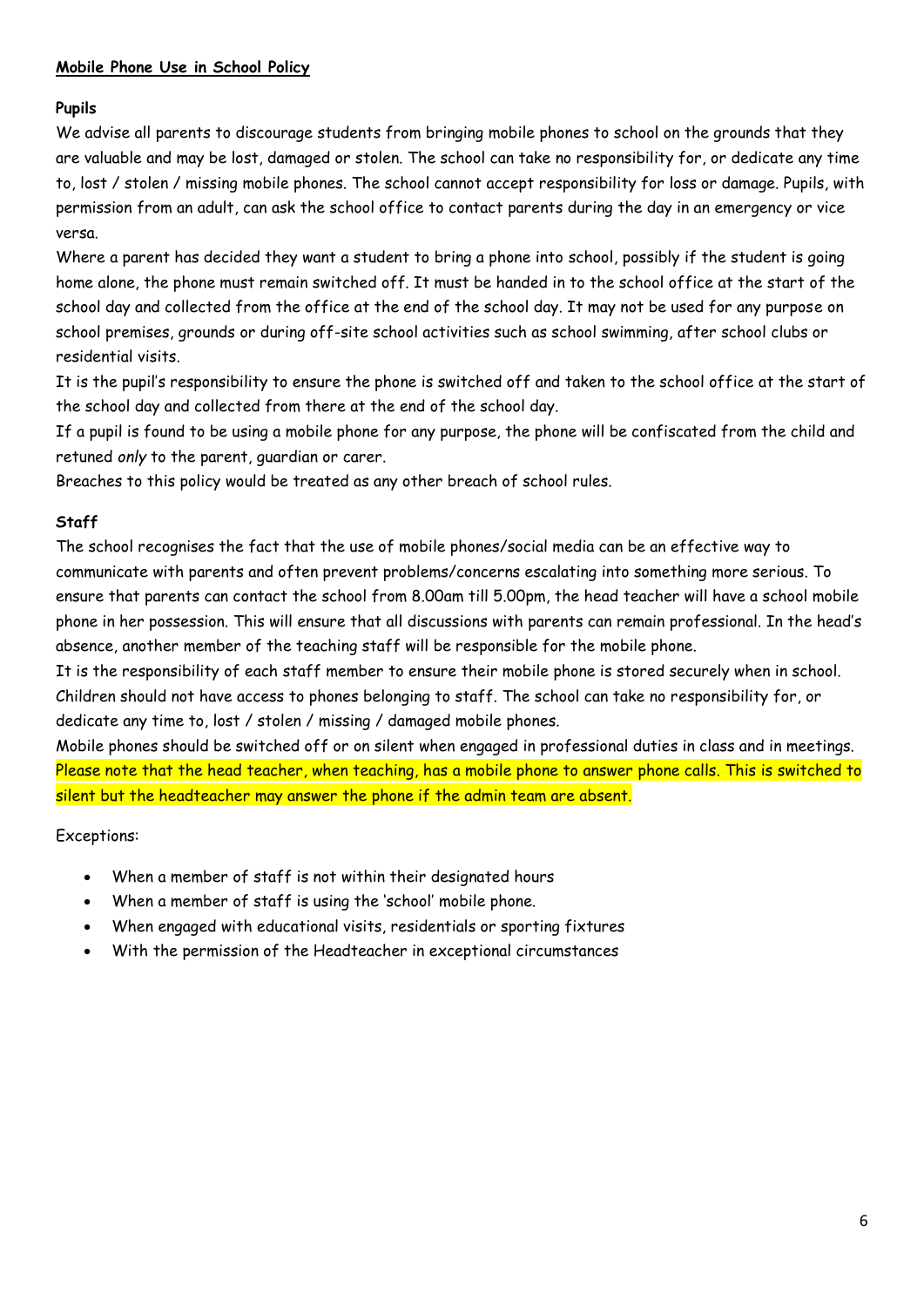## **Mobile Phone Use in School Policy**

### Pupils

We advise all parents to discourage students from bringing mobile phones to school on the grounds that they are valuable and may be lost, damaged or stolen. The school can take no responsibility for, or dedicate any time to, lost / stolen / missing mobile phones. The school cannot accept responsibility for loss or damage. Pupils, with permission from an adult, can ask the school office to contact parents during the day in an emergency or vice versa.

Where a parent has decided they want a student to bring a phone into school, possibly if the student is going home alone, the phone must remain switched off. It must be handed in to the school office at the start of the school day and collected from the office at the end of the school day. It may not be used for any purpose on school premises, grounds or during off-site school activities such as school swimming, after school clubs or residential visits.

It is the pupil's responsibility to ensure the phone is switched off and taken to the school office at the start of the school day and collected from there at the end of the school day.

If a pupil is found to be using a mobile phone for any purpose, the phone will be confiscated from the child and retuned *only* to the parent, guardian or carer.

Breaches to this policy would be treated as any other breach of school rules.

### Staff

The school recognises the fact that the use of mobile phones/social media can be an effective way to communicate with parents and often prevent problems/concerns escalating into something more serious. To ensure that parents can contact the school from 8.00am till 5.00pm, the head teacher will have a school mobile phone in her possession. This will ensure that all discussions with parents can remain professional. In the head's absence, another member of the teaching staff will be responsible for the mobile phone.

It is the responsibility of each staff member to ensure their mobile phone is stored securely when in school. Children should not have access to phones belonging to staff. The school can take no responsibility for, or dedicate any time to, lost / stolen / missing / damaged mobile phones.

Mobile phones should be switched off or on silent when engaged in professional duties in class and in meetings. Please note that the head teacher, when teaching, has a mobile phone to answer phone calls. This is switched to silent but the headteacher may answer the phone if the admin team are absent.

Exceptions:

- When a member of staff is not within their designated hours
- When a member of staff is using the 'school' mobile phone.
- When engaged with educational visits, residentials or sporting fixtures
- With the permission of the Headteacher in exceptional circumstances